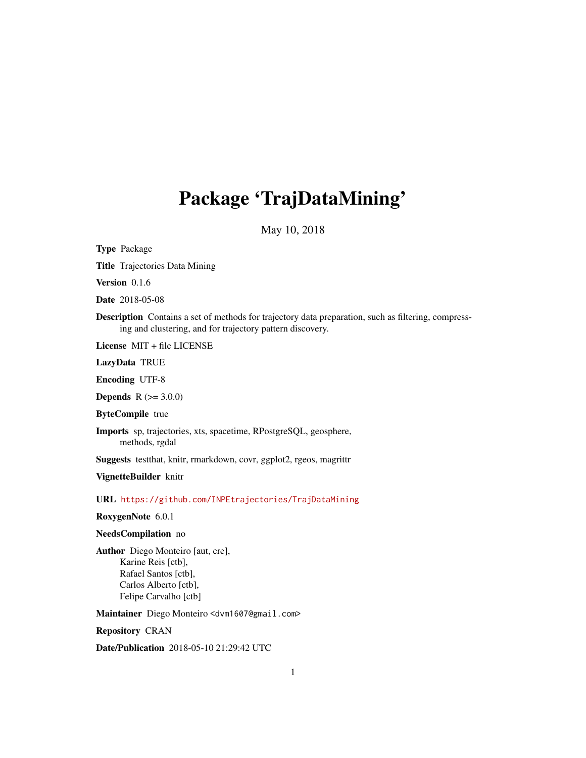# Package 'TrajDataMining'

May 10, 2018

**Type** Package

**Title** Trajectories Data Mining

**Version** 0.1.6

**Date** 2018-05-08

**Description** Contains a set of methods for trajectory data preparation, such as filtering, compressing and clustering, and for trajectory pattern discovery.

**License** MIT + file LICENSE

**LazyData** TRUE

**Encoding** UTF-8

**Depends** R (>= 3.0.0)

**ByteCompile** true

**Imports** sp, trajectories, xts, spacetime, RPostgreSQL, geosphere, methods, rgdal

**Suggests** testthat, knitr, rmarkdown, covr, ggplot2, rgeos, magrittr

**VignetteBuilder** knitr

**URL** https://github.com/INPEtrajectories/TrajDataMining

**RoxygenNote** 6.0.1

**NeedsCompilation** no

**Author** Diego Monteiro [aut, cre],
Karine Reis [ctb],
Rafael Santos [ctb],
Carlos Alberto [ctb],
Felipe Carvalho [ctb]

**Maintainer** Diego Monteiro <dvm1607@gmail.com>

**Repository** CRAN

**Date/Publication** 2018-05-10 21:29:42 UTC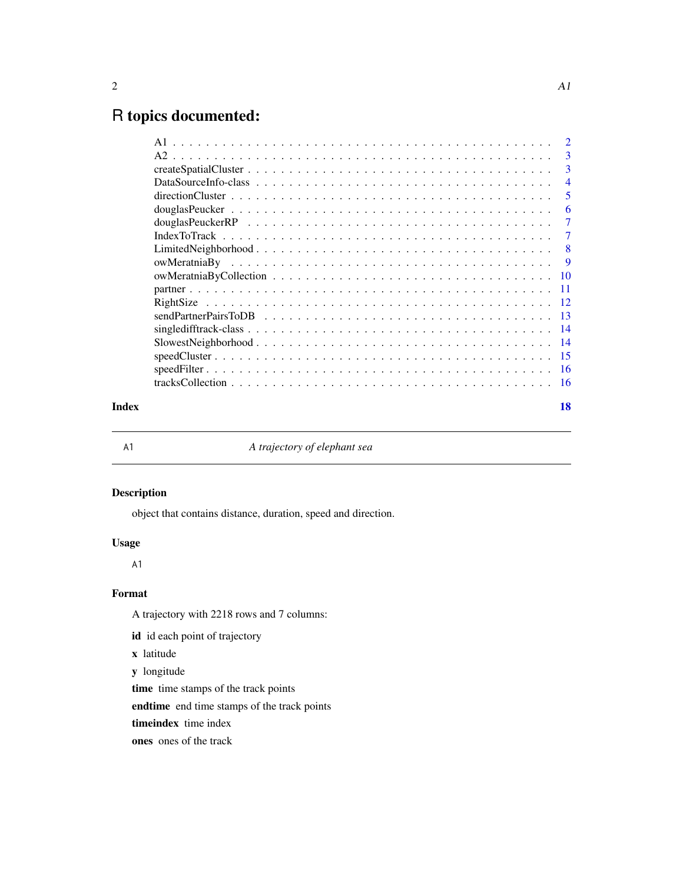# R topics documented:

- A1 . . . . . . . . . . 2
- A2 . . . . . . . . . . 3
- createSpatialCluster . . . . . . . . . . 3
- DataSourceInfo-class . . . . . . . . . . 4
- directionCluster . . . . . . . . . . 5
- douglasPeucker . . . . . . . . . . 6
- douglasPeuckerRP . . . . . . . . . . 7
- IndexToTrack . . . . . . . . . . 7
- LimitedNeighborhood . . . . . . . . . . 8
- owMeratniaBy . . . . . . . . . . 9
- owMeratniaByCollection . . . . . . . . . . 10
- partner . . . . . . . . . . 11
- RightSize . . . . . . . . . . 12
- sendPartnerPairsToDB . . . . . . . . . . 13
- singledifftrack-class . . . . . . . . . . 14
- SlowestNeighborhood . . . . . . . . . . 14
- speedCluster . . . . . . . . . . 15
- speedFilter . . . . . . . . . . 16
- tracksCollection . . . . . . . . . . 16

**Index** **18**

---

## A1 — *A trajectory of elephant sea*

### Description

object that contains distance, duration, speed and direction.

### Usage

```
A1
```

### Format

A trajectory with 2218 rows and 7 columns:

**id** id each point of trajectory

**x** latitude

**y** longitude

**time** time stamps of the track points

**endtime** end time stamps of the track points

**timeindex** time index

**ones** ones of the track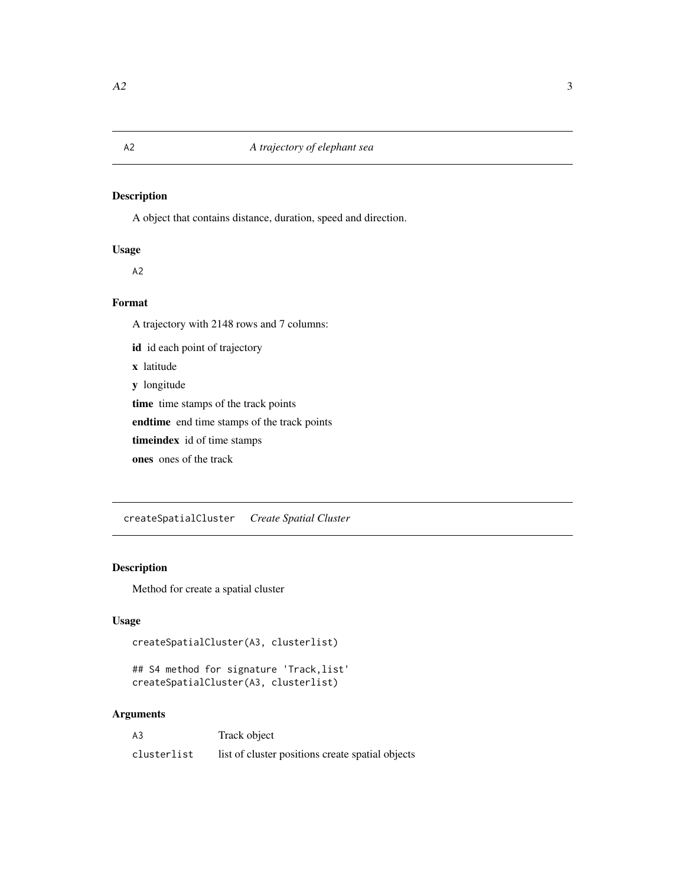## A2 *A trajectory of elephant sea*

### Description

A object that contains distance, duration, speed and direction.

### Usage

```
A2
```

### Format

A trajectory with 2148 rows and 7 columns:

**id** id each point of trajectory

**x** latitude

**y** longitude

**time** time stamps of the track points

**endtime** end time stamps of the track points

**timeindex** id of time stamps

**ones** ones of the track

## createSpatialCluster *Create Spatial Cluster*

### Description

Method for create a spatial cluster

### Usage

```
createSpatialCluster(A3, clusterlist)

## S4 method for signature 'Track,list'
createSpatialCluster(A3, clusterlist)
```

### Arguments

| | |
|---|---|
| A3 | Track object |
| clusterlist | list of cluster positions create spatial objects |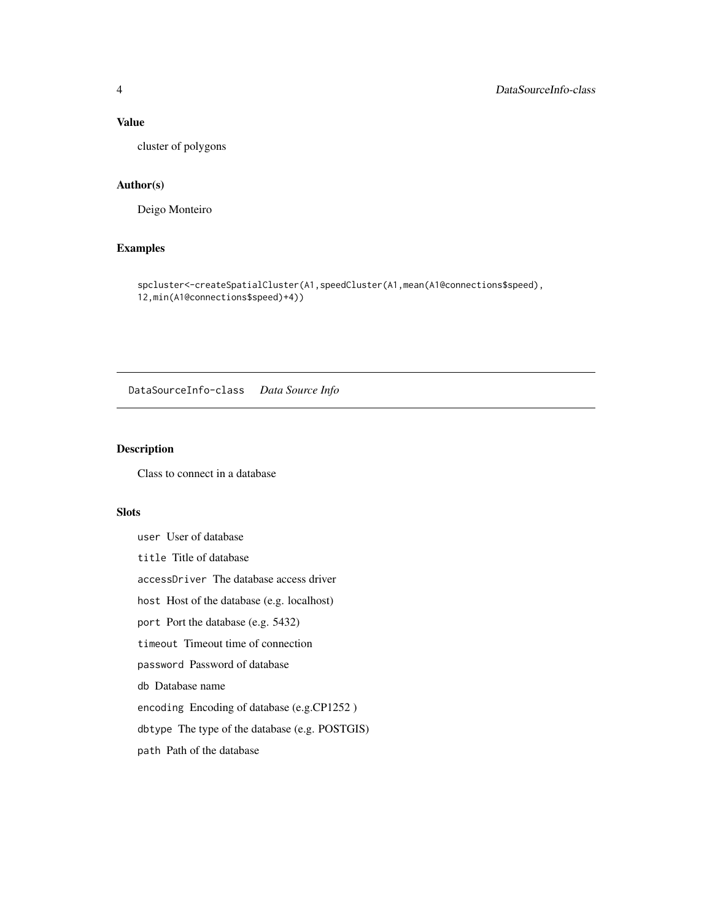## Value

cluster of polygons

## Author(s)

Deigo Monteiro

## Examples

```
spcluster<-createSpatialCluster(A1,speedCluster(A1,mean(A1@connections$speed),
12,min(A1@connections$speed)+4))
```

---

# DataSourceInfo-class    *Data Source Info*

---

## Description

Class to connect in a database

## Slots

`user` User of database

`title` Title of database

`accessDriver` The database access driver

`host` Host of the database (e.g. localhost)

`port` Port the database (e.g. 5432)

`timeout` Timeout time of connection

`password` Password of database

`db` Database name

`encoding` Encoding of database (e.g.CP1252 )

`dbtype` The type of the database (e.g. POSTGIS)

`path` Path of the database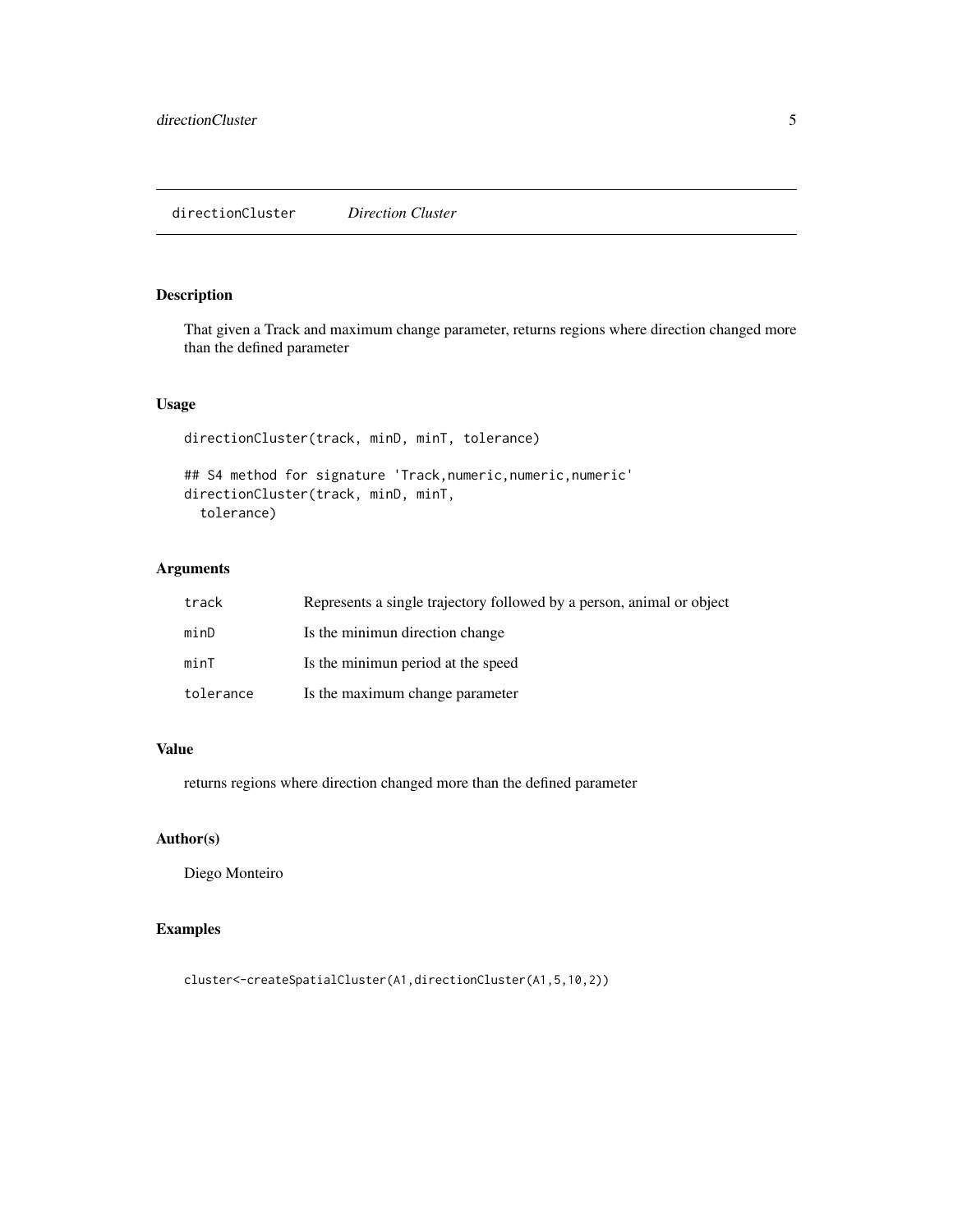## directionClusterDirection Cluster

### Description

That given a Track and maximum change parameter, returns regions where direction changed more than the defined parameter

### Usage

```
directionCluster(track, minD, minT, tolerance)

## S4 method for signature 'Track,numeric,numeric,numeric'
directionCluster(track, minD, minT,
  tolerance)
```

### Arguments

| | |
|---|---|
| track | Represents a single trajectory followed by a person, animal or object |
| minD | Is the minimun direction change |
| minT | Is the minimun period at the speed |
| tolerance | Is the maximum change parameter |

### Value

returns regions where direction changed more than the defined parameter

### Author(s)

Diego Monteiro

### Examples

```
cluster<-createSpatialCluster(A1,directionCluster(A1,5,10,2))
```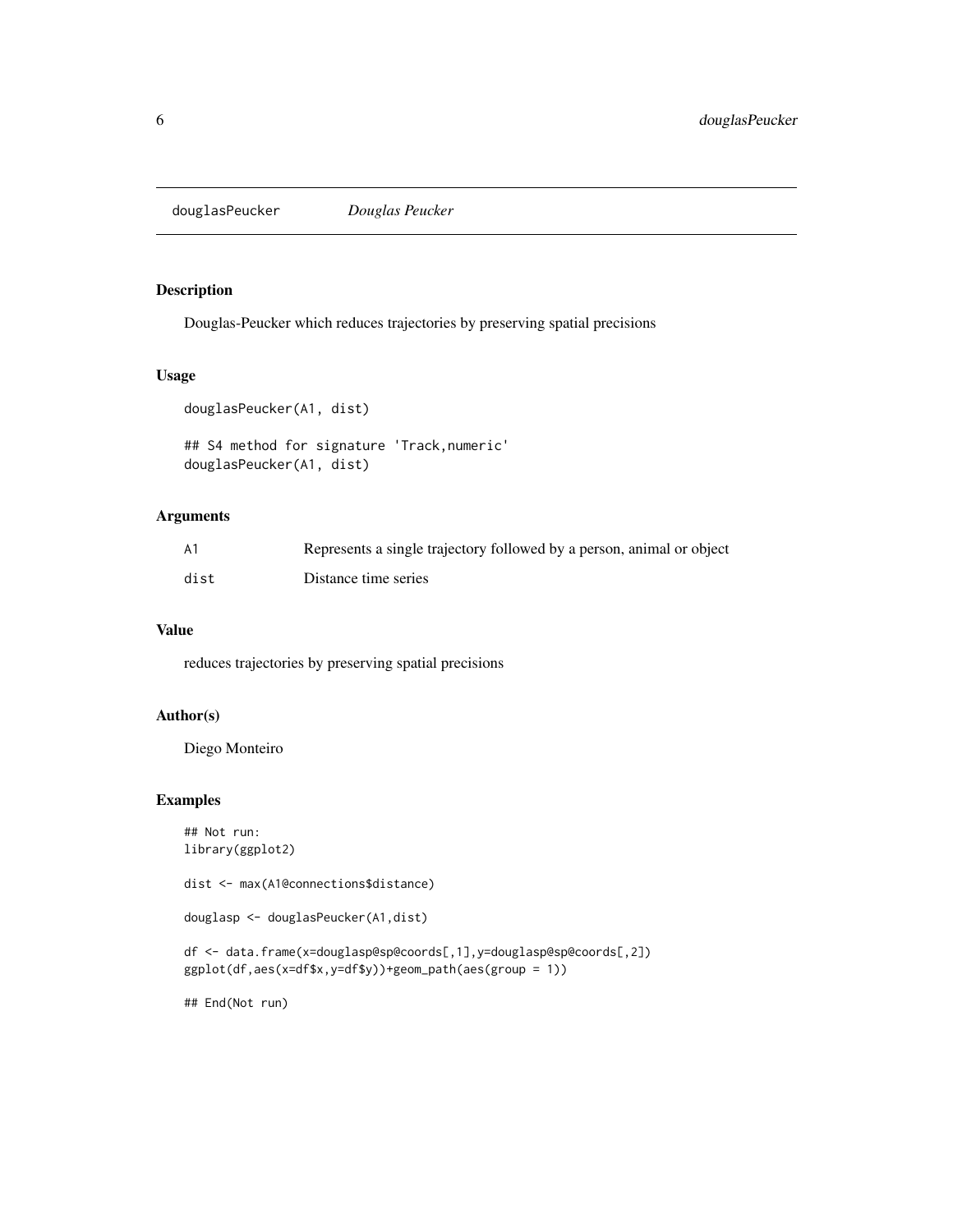# douglasPeucker *Douglas Peucker*

## Description

Douglas-Peucker which reduces trajectories by preserving spatial precisions

## Usage

```
douglasPeucker(A1, dist)

## S4 method for signature 'Track,numeric'
douglasPeucker(A1, dist)
```

## Arguments

| | |
|---|---|
| A1 | Represents a single trajectory followed by a person, animal or object |
| dist | Distance time series |

## Value

reduces trajectories by preserving spatial precisions

## Author(s)

Diego Monteiro

## Examples

```
## Not run:
library(ggplot2)

dist <- max(A1@connections$distance)

douglasp <- douglasPeucker(A1,dist)

df <- data.frame(x=douglasp@sp@coords[,1],y=douglasp@sp@coords[,2])
ggplot(df,aes(x=df$x,y=df$y))+geom_path(aes(group = 1))

## End(Not run)
```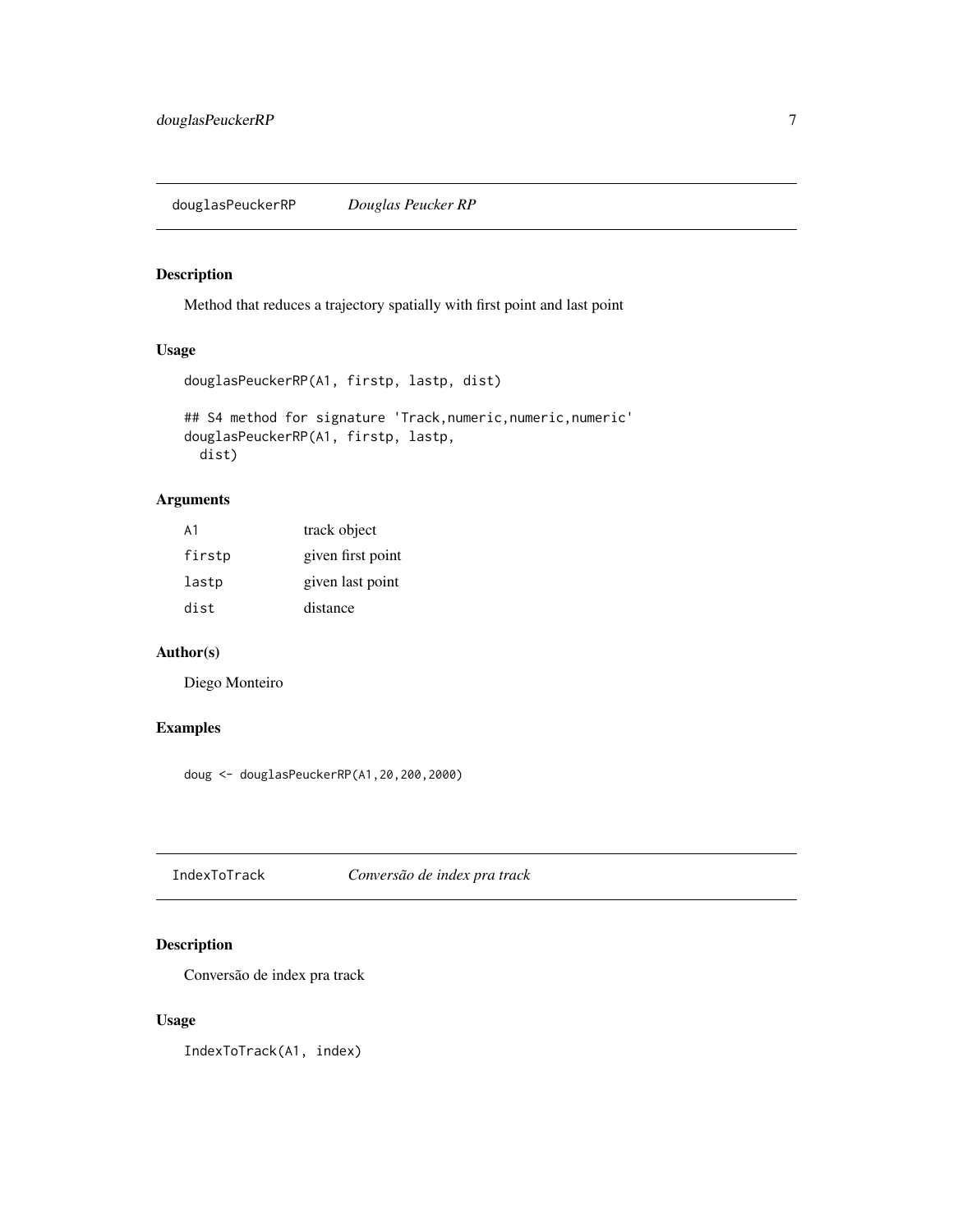## douglasPeuckerRP *Douglas Peucker RP*

### Description

Method that reduces a trajectory spatially with first point and last point

### Usage

```
douglasPeuckerRP(A1, firstp, lastp, dist)

## S4 method for signature 'Track,numeric,numeric,numeric'
douglasPeuckerRP(A1, firstp, lastp,
  dist)
```

### Arguments

| | |
|---|---|
| A1 | track object |
| firstp | given first point |
| lastp | given last point |
| dist | distance |

### Author(s)

Diego Monteiro

### Examples

```
doug <- douglasPeuckerRP(A1,20,200,2000)
```

## IndexToTrack *Conversão de index pra track*

### Description

Conversão de index pra track

### Usage

```
IndexToTrack(A1, index)
```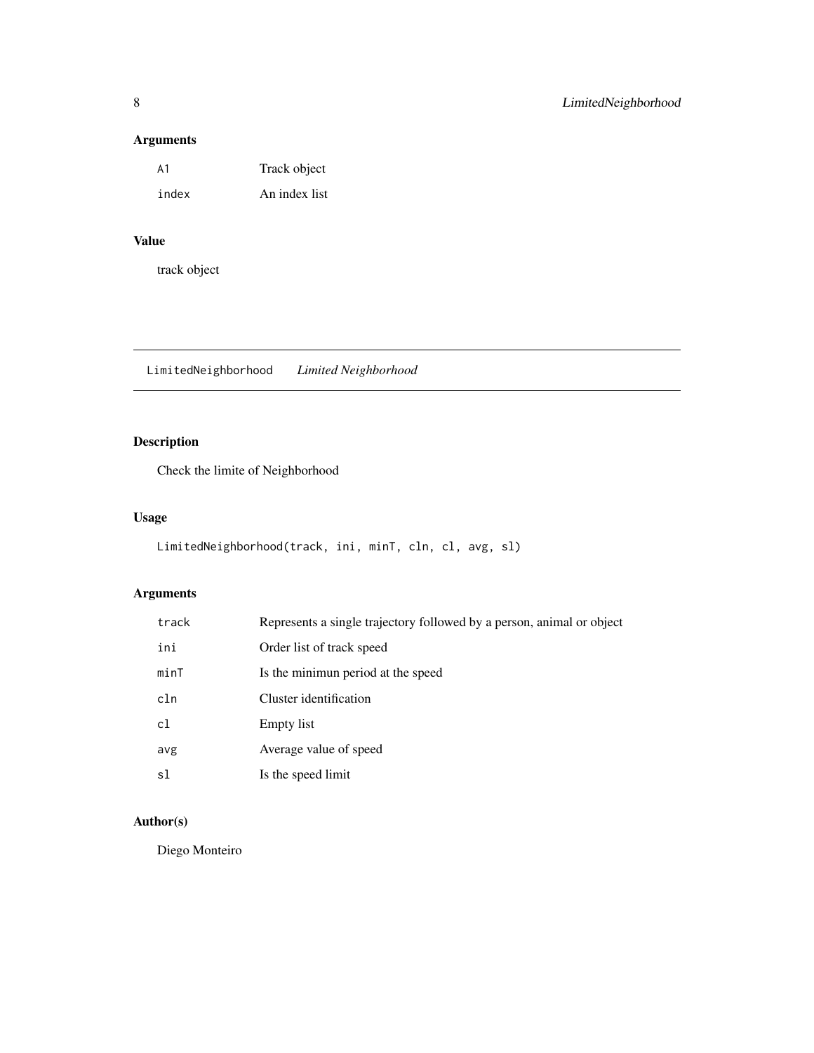### Arguments

| | |
|---|---|
| A1 | Track object |
| index | An index list |

### Value

track object

---

## LimitedNeighborhood *Limited Neighborhood*

---

### Description

Check the limite of Neighborhood

### Usage

```
LimitedNeighborhood(track, ini, minT, cln, cl, avg, sl)
```

### Arguments

| | |
|---|---|
| track | Represents a single trajectory followed by a person, animal or object |
| ini | Order list of track speed |
| minT | Is the minimun period at the speed |
| cln | Cluster identification |
| cl | Empty list |
| avg | Average value of speed |
| sl | Is the speed limit |

### Author(s)

Diego Monteiro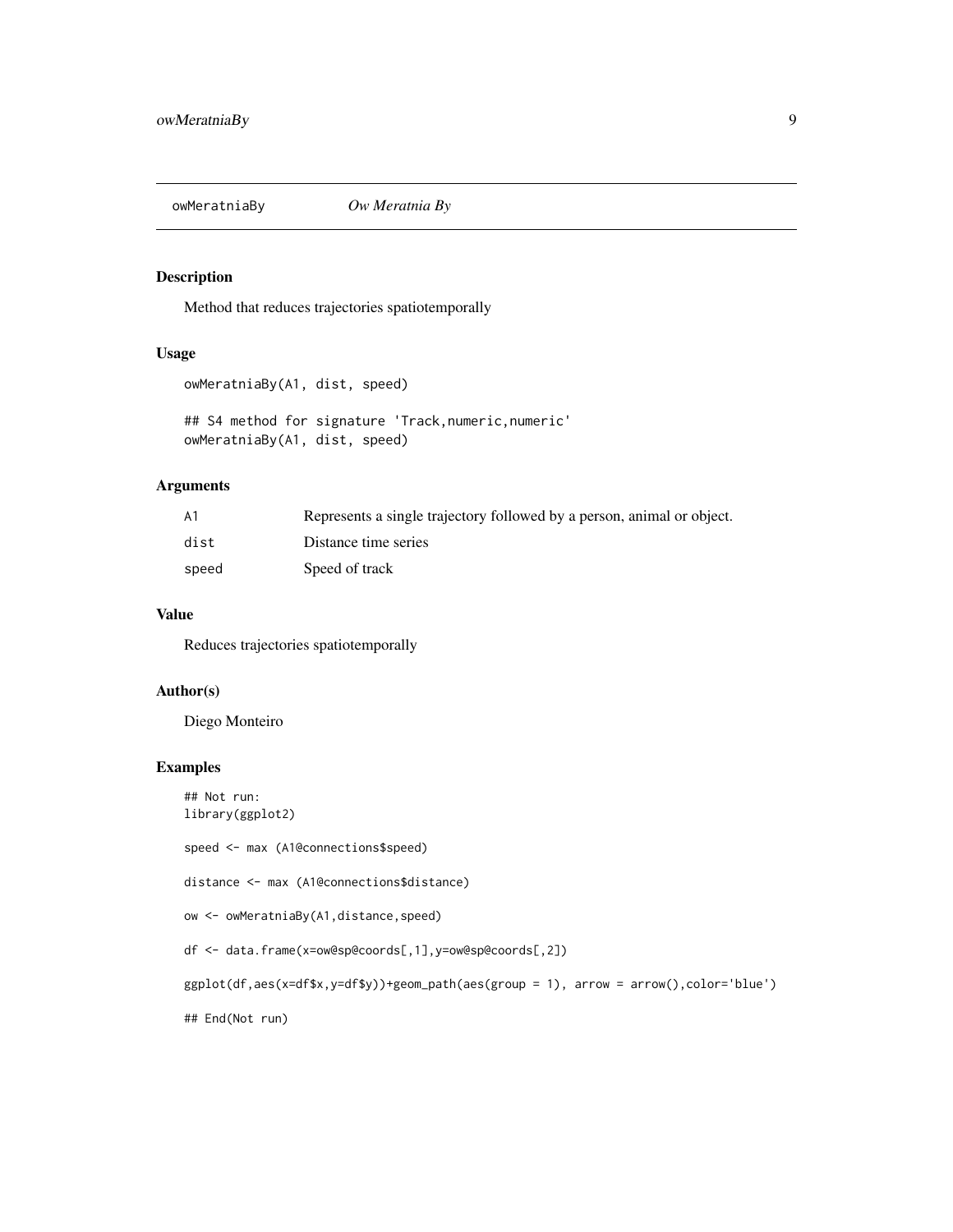owMeratniaBy *Ow Meratnia By*

## Description

Method that reduces trajectories spatiotemporally

## Usage

```
owMeratniaBy(A1, dist, speed)

## S4 method for signature 'Track,numeric,numeric'
owMeratniaBy(A1, dist, speed)
```

## Arguments

| | |
|---|---|
| A1 | Represents a single trajectory followed by a person, animal or object. |
| dist | Distance time series |
| speed | Speed of track |

## Value

Reduces trajectories spatiotemporally

## Author(s)

Diego Monteiro

## Examples

```
## Not run:
library(ggplot2)

speed <- max (A1@connections$speed)

distance <- max (A1@connections$distance)

ow <- owMeratniaBy(A1,distance,speed)

df <- data.frame(x=ow@sp@coords[,1],y=ow@sp@coords[,2])

ggplot(df,aes(x=df$x,y=df$y))+geom_path(aes(group = 1), arrow = arrow(),color='blue')

## End(Not run)
```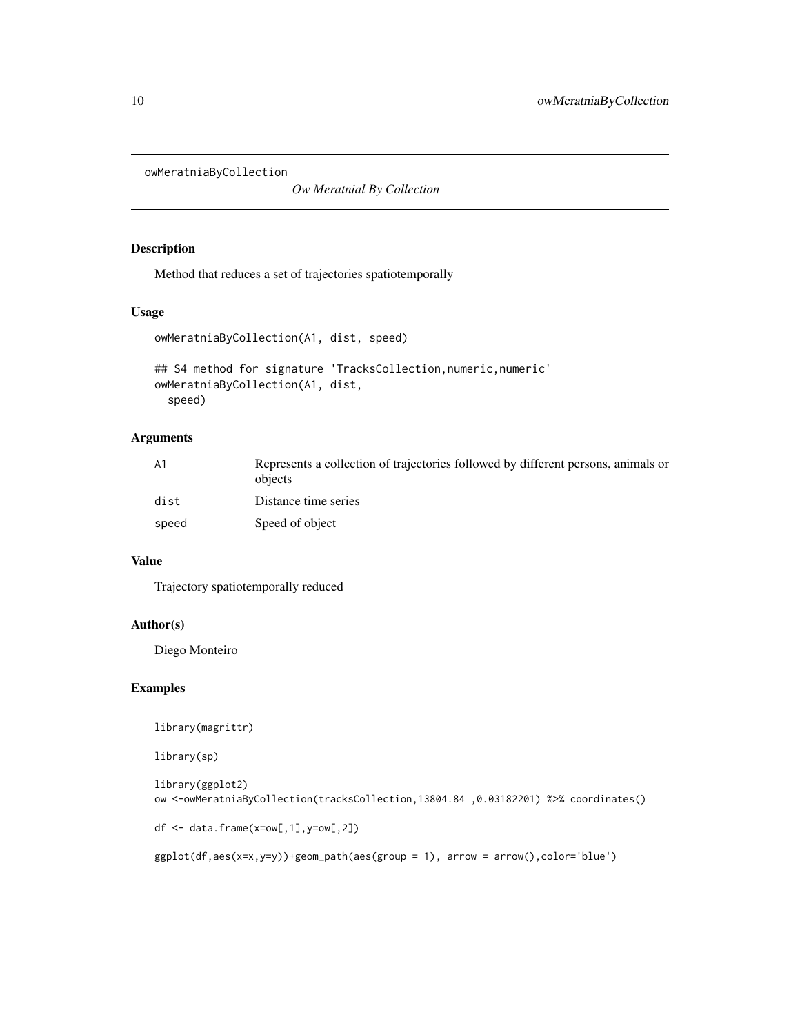owMeratniaByCollection

*Ow Meratnial By Collection*

## Description

Method that reduces a set of trajectories spatiotemporally

## Usage

```
owMeratniaByCollection(A1, dist, speed)

## S4 method for signature 'TracksCollection,numeric,numeric'
owMeratniaByCollection(A1, dist,
  speed)
```

## Arguments

| | |
|---|---|
| A1 | Represents a collection of trajectories followed by different persons, animals or objects |
| dist | Distance time series |
| speed | Speed of object |

## Value

Trajectory spatiotemporally reduced

## Author(s)

Diego Monteiro

## Examples

```
library(magrittr)

library(sp)

library(ggplot2)
ow <-owMeratniaByCollection(tracksCollection,13804.84 ,0.03182201) %>% coordinates()

df <- data.frame(x=ow[,1],y=ow[,2])

ggplot(df,aes(x=x,y=y))+geom_path(aes(group = 1), arrow = arrow(),color='blue')
```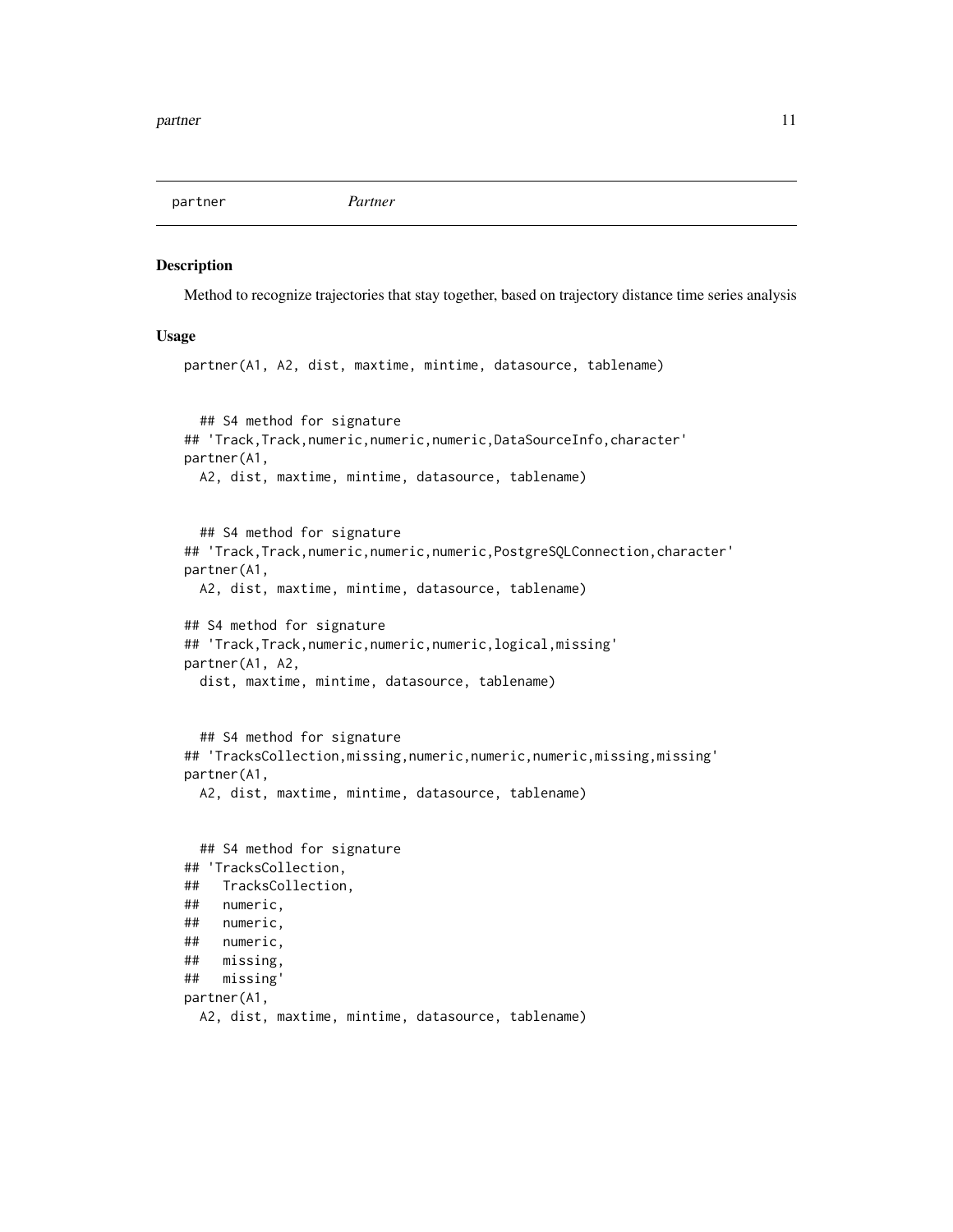partner *Partner*

## Description

Method to recognize trajectories that stay together, based on trajectory distance time series analysis

## Usage

```
partner(A1, A2, dist, maxtime, mintime, datasource, tablename)


  ## S4 method for signature
## 'Track,Track,numeric,numeric,numeric,DataSourceInfo,character'
partner(A1,
  A2, dist, maxtime, mintime, datasource, tablename)


  ## S4 method for signature
## 'Track,Track,numeric,numeric,numeric,PostgreSQLConnection,character'
partner(A1,
  A2, dist, maxtime, mintime, datasource, tablename)

## S4 method for signature
## 'Track,Track,numeric,numeric,numeric,logical,missing'
partner(A1, A2,
  dist, maxtime, mintime, datasource, tablename)


  ## S4 method for signature
## 'TracksCollection,missing,numeric,numeric,numeric,missing,missing'
partner(A1,
  A2, dist, maxtime, mintime, datasource, tablename)


  ## S4 method for signature
## 'TracksCollection,
##   TracksCollection,
##   numeric,
##   numeric,
##   numeric,
##   missing,
##   missing'
partner(A1,
  A2, dist, maxtime, mintime, datasource, tablename)
```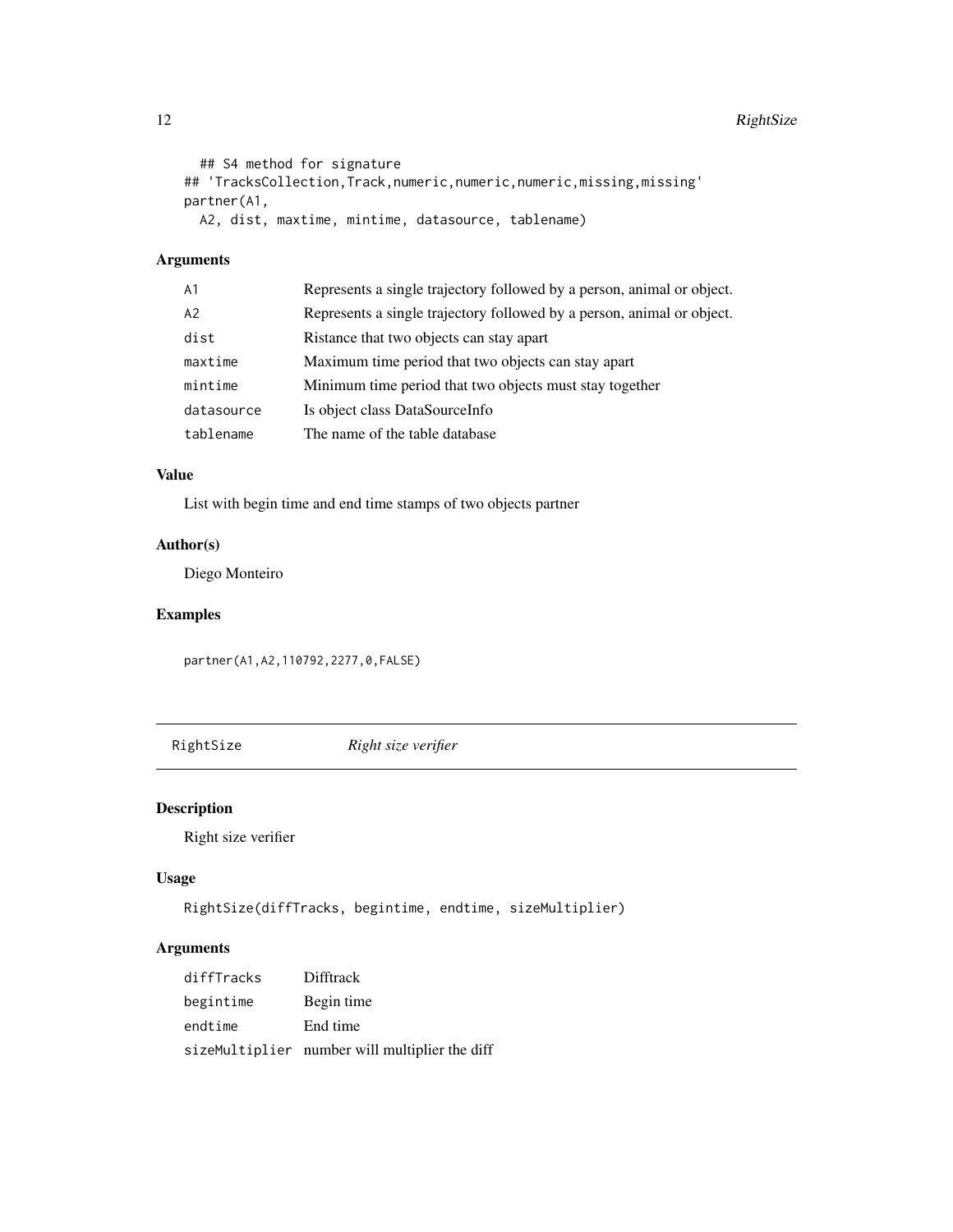```
## S4 method for signature
## 'TracksCollection,Track,numeric,numeric,numeric,missing,missing'
partner(A1,
  A2, dist, maxtime, mintime, datasource, tablename)
```

### Arguments

| | |
|---|---|
| A1 | Represents a single trajectory followed by a person, animal or object. |
| A2 | Represents a single trajectory followed by a person, animal or object. |
| dist | Ristance that two objects can stay apart |
| maxtime | Maximum time period that two objects can stay apart |
| mintime | Minimum time period that two objects must stay together |
| datasource | Is object class DataSourceInfo |
| tablename | The name of the table database |

### Value

List with begin time and end time stamps of two objects partner

### Author(s)

Diego Monteiro

### Examples

```
partner(A1,A2,110792,2277,0,FALSE)
```

---

## RightSize *Right size verifier*

---

### Description

Right size verifier

### Usage

```
RightSize(diffTracks, begintime, endtime, sizeMultiplier)
```

### Arguments

| | |
|---|---|
| diffTracks | Difftrack |
| begintime | Begin time |
| endtime | End time |
| sizeMultiplier | number will multiplier the diff |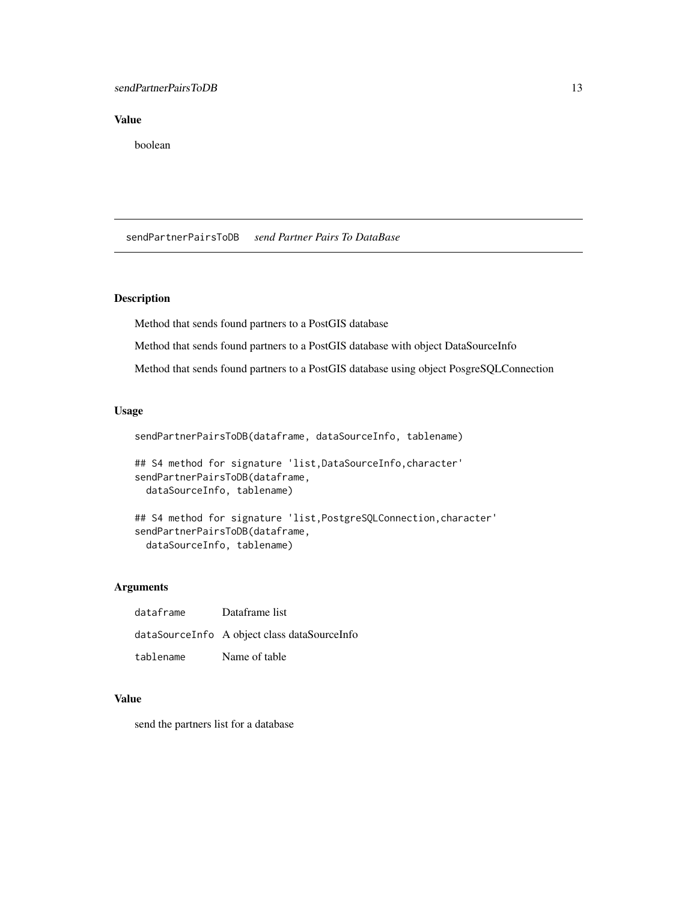## Value

boolean

---

# sendPartnerPairsToDB *send Partner Pairs To DataBase*

---

## Description

Method that sends found partners to a PostGIS database

Method that sends found partners to a PostGIS database with object DataSourceInfo

Method that sends found partners to a PostGIS database using object PosgreSQLConnection

## Usage

```
sendPartnerPairsToDB(dataframe, dataSourceInfo, tablename)

## S4 method for signature 'list,DataSourceInfo,character'
sendPartnerPairsToDB(dataframe,
  dataSourceInfo, tablename)

## S4 method for signature 'list,PostgreSQLConnection,character'
sendPartnerPairsToDB(dataframe,
  dataSourceInfo, tablename)
```

## Arguments

| | |
|---|---|
| dataframe | Dataframe list |
| dataSourceInfo | A object class dataSourceInfo |
| tablename | Name of table |

## Value

send the partners list for a database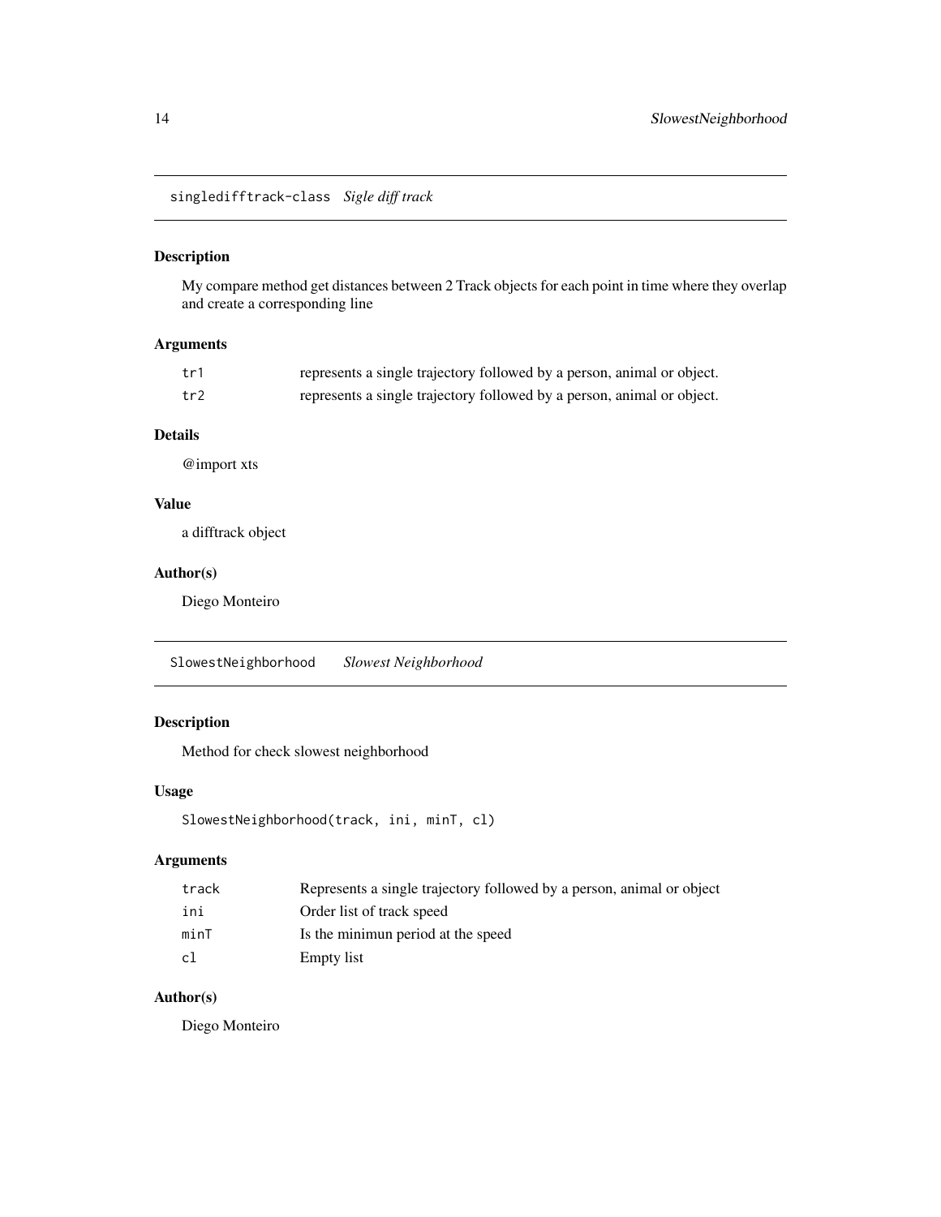## singledifftrack-class *Sigle diff track*

### Description

My compare method get distances between 2 Track objects for each point in time where they overlap and create a corresponding line

### Arguments

| | |
|---|---|
| `tr1` | represents a single trajectory followed by a person, animal or object. |
| `tr2` | represents a single trajectory followed by a person, animal or object. |

### Details

@import xts

### Value

a difftrack object

### Author(s)

Diego Monteiro

## SlowestNeighborhood *Slowest Neighborhood*

### Description

Method for check slowest neighborhood

### Usage

```
SlowestNeighborhood(track, ini, minT, cl)
```

### Arguments

| | |
|---|---|
| `track` | Represents a single trajectory followed by a person, animal or object |
| `ini` | Order list of track speed |
| `minT` | Is the minimun period at the speed |
| `cl` | Empty list |

### Author(s)

Diego Monteiro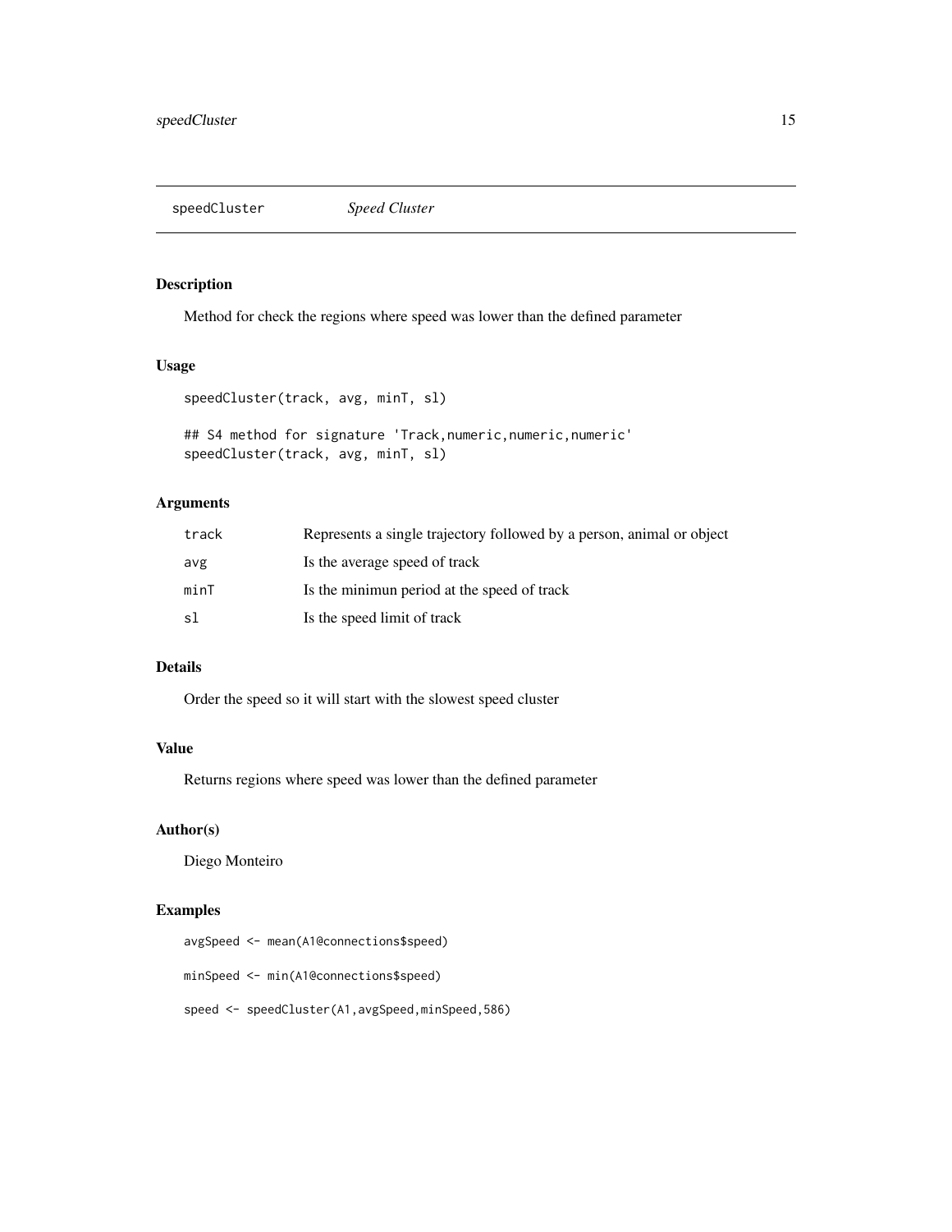# speedCluster *Speed Cluster*

## Description

Method for check the regions where speed was lower than the defined parameter

## Usage

```
speedCluster(track, avg, minT, sl)

## S4 method for signature 'Track,numeric,numeric,numeric'
speedCluster(track, avg, minT, sl)
```

## Arguments

| | |
|---|---|
| track | Represents a single trajectory followed by a person, animal or object |
| avg | Is the average speed of track |
| minT | Is the minimun period at the speed of track |
| sl | Is the speed limit of track |

## Details

Order the speed so it will start with the slowest speed cluster

## Value

Returns regions where speed was lower than the defined parameter

## Author(s)

Diego Monteiro

## Examples

```
avgSpeed <- mean(A1@connections$speed)

minSpeed <- min(A1@connections$speed)

speed <- speedCluster(A1,avgSpeed,minSpeed,586)
```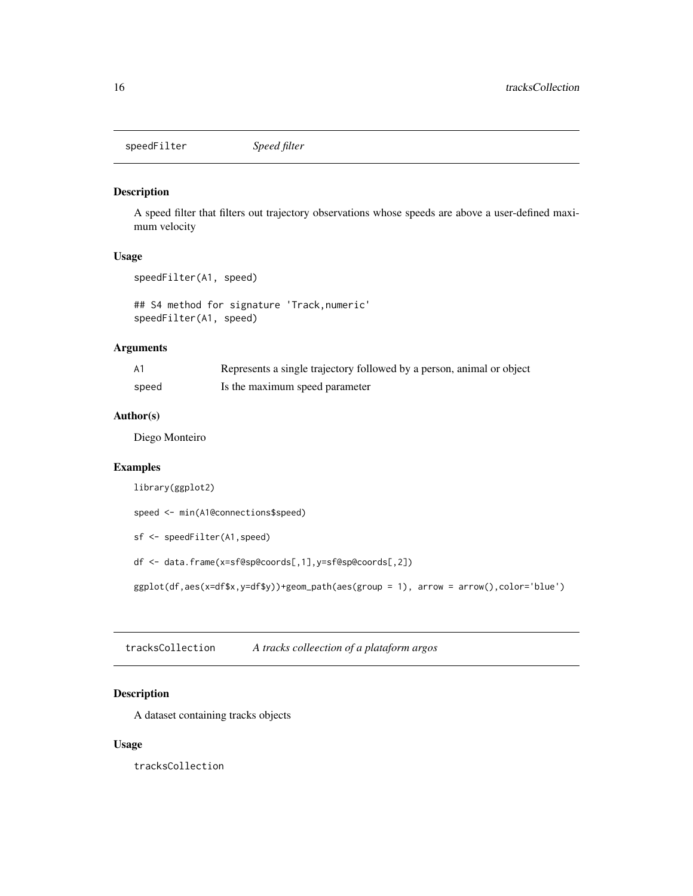## speedFilter *Speed filter*

### Description

A speed filter that filters out trajectory observations whose speeds are above a user-defined maximum velocity

### Usage

```
speedFilter(A1, speed)

## S4 method for signature 'Track,numeric'
speedFilter(A1, speed)
```

### Arguments

| | |
|---|---|
| A1 | Represents a single trajectory followed by a person, animal or object |
| speed | Is the maximum speed parameter |

### Author(s)

Diego Monteiro

### Examples

```
library(ggplot2)

speed <- min(A1@connections$speed)

sf <- speedFilter(A1,speed)

df <- data.frame(x=sf@sp@coords[,1],y=sf@sp@coords[,2])

ggplot(df,aes(x=df$x,y=df$y))+geom_path(aes(group = 1), arrow = arrow(),color='blue')
```

## tracksCollection *A tracks colleection of a plataform argos*

### Description

A dataset containing tracks objects

### Usage

```
tracksCollection
```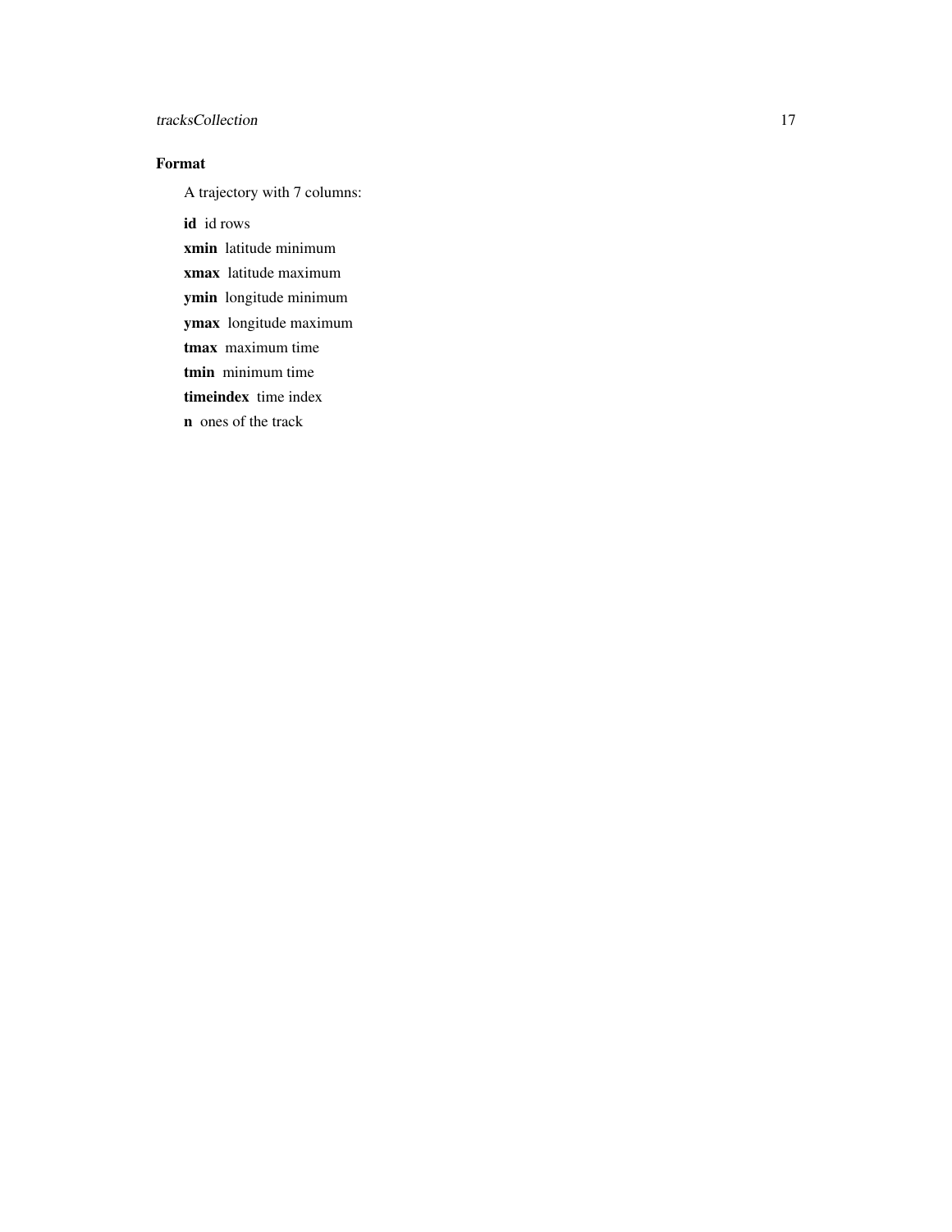## Format

A trajectory with 7 columns:

**id** id rows

**xmin** latitude minimum

**xmax** latitude maximum

**ymin** longitude minimum

**ymax** longitude maximum

**tmax** maximum time

**tmin** minimum time

**timeindex** time index

**n** ones of the track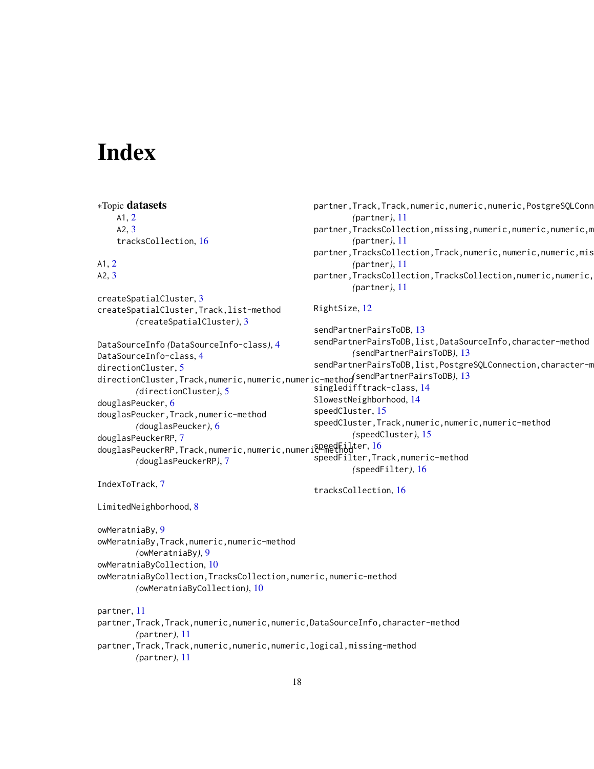# Index

∗Topic **datasets**
- A1, 2
- A2, 3
- tracksCollection, 16

A1, 2
A2, 3

createSpatialCluster, 3
createSpatialCluster,Track,list-method
  (createSpatialCluster), 3

DataSourceInfo (DataSourceInfo-class), 4
DataSourceInfo-class, 4
directionCluster, 5
directionCluster,Track,numeric,numeric,numeric-method
  (directionCluster), 5
douglasPeucker, 6
douglasPeucker,Track,numeric-method
  (douglasPeucker), 6
douglasPeuckerRP, 7
douglasPeuckerRP,Track,numeric,numeric,numeric-method
  (douglasPeuckerRP), 7

IndexToTrack, 7

LimitedNeighborhood, 8

owMeratniaBy, 9
owMeratniaBy,Track,numeric,numeric-method
  (owMeratniaBy), 9
owMeratniaByCollection, 10
owMeratniaByCollection,TracksCollection,numeric,numeric-method
  (owMeratniaByCollection), 10

partner, 11
partner,Track,Track,numeric,numeric,numeric,DataSourceInfo,character-method
  (partner), 11
partner,Track,Track,numeric,numeric,numeric,logical,missing-method
  (partner), 11
partner,Track,Track,numeric,numeric,numeric,PostgreSQLConn
  (partner), 11
partner,TracksCollection,missing,numeric,numeric,numeric,m
  (partner), 11
partner,TracksCollection,Track,numeric,numeric,numeric,mis
  (partner), 11
partner,TracksCollection,TracksCollection,numeric,numeric,
  (partner), 11

RightSize, 12

sendPartnerPairsToDB, 13
sendPartnerPairsToDB,list,DataSourceInfo,character-method
  (sendPartnerPairsToDB), 13
sendPartnerPairsToDB,list,PostgreSQLConnection,character-m
  (sendPartnerPairsToDB), 13
singledifftrack-class, 14
SlowestNeighborhood, 14
speedCluster, 15
speedCluster,Track,numeric,numeric,numeric-method
  (speedCluster), 15
speedFilter, 16
speedFilter,Track,numeric-method
  (speedFilter), 16

tracksCollection, 16